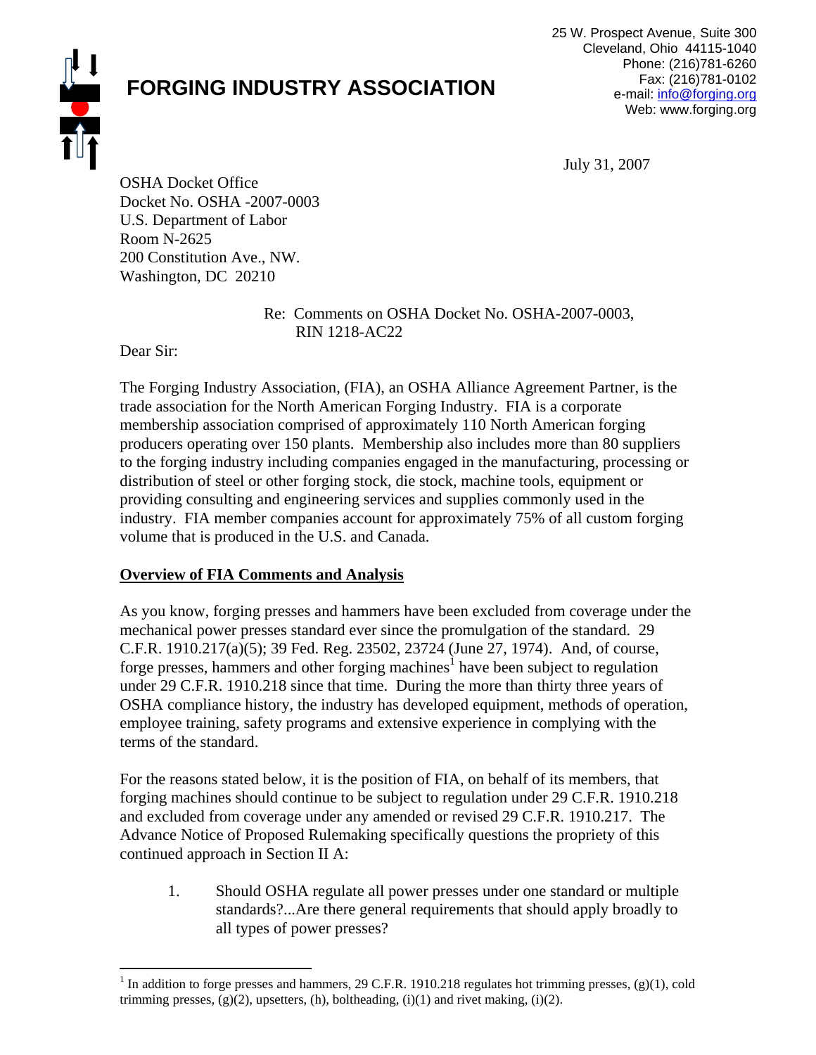# FORGING INDUSTRY ASSOCIATION

25 W. Prospect Avenue, Suite 300
Cleveland, Ohio 44115-1040
Phone: (216)781-6260
Fax: (216)781-0102
e-mail: info@forging.org
Web: www.forging.org

July 31, 2007

OSHA Docket Office
Docket No. OSHA -2007-0003
U.S. Department of Labor
Room N-2625
200 Constitution Ave., NW.
Washington, DC 20210

Re: Comments on OSHA Docket No. OSHA-2007-0003,
RIN 1218-AC22

Dear Sir:

The Forging Industry Association, (FIA), an OSHA Alliance Agreement Partner, is the trade association for the North American Forging Industry. FIA is a corporate membership association comprised of approximately 110 North American forging producers operating over 150 plants. Membership also includes more than 80 suppliers to the forging industry including companies engaged in the manufacturing, processing or distribution of steel or other forging stock, die stock, machine tools, equipment or providing consulting and engineering services and supplies commonly used in the industry. FIA member companies account for approximately 75% of all custom forging volume that is produced in the U.S. and Canada.

## Overview of FIA Comments and Analysis

As you know, forging presses and hammers have been excluded from coverage under the mechanical power presses standard ever since the promulgation of the standard. 29 C.F.R. 1910.217(a)(5); 39 Fed. Reg. 23502, 23724 (June 27, 1974). And, of course, forge presses, hammers and other forging machines[1] have been subject to regulation under 29 C.F.R. 1910.218 since that time. During the more than thirty three years of OSHA compliance history, the industry has developed equipment, methods of operation, employee training, safety programs and extensive experience in complying with the terms of the standard.

For the reasons stated below, it is the position of FIA, on behalf of its members, that forging machines should continue to be subject to regulation under 29 C.F.R. 1910.218 and excluded from coverage under any amended or revised 29 C.F.R. 1910.217. The Advance Notice of Proposed Rulemaking specifically questions the propriety of this continued approach in Section II A:

1. Should OSHA regulate all power presses under one standard or multiple standards?...Are there general requirements that should apply broadly to all types of power presses?

---

[1] In addition to forge presses and hammers, 29 C.F.R. 1910.218 regulates hot trimming presses, (g)(1), cold trimming presses, (g)(2), upsetters, (h), boltheading, (i)(1) and rivet making, (i)(2).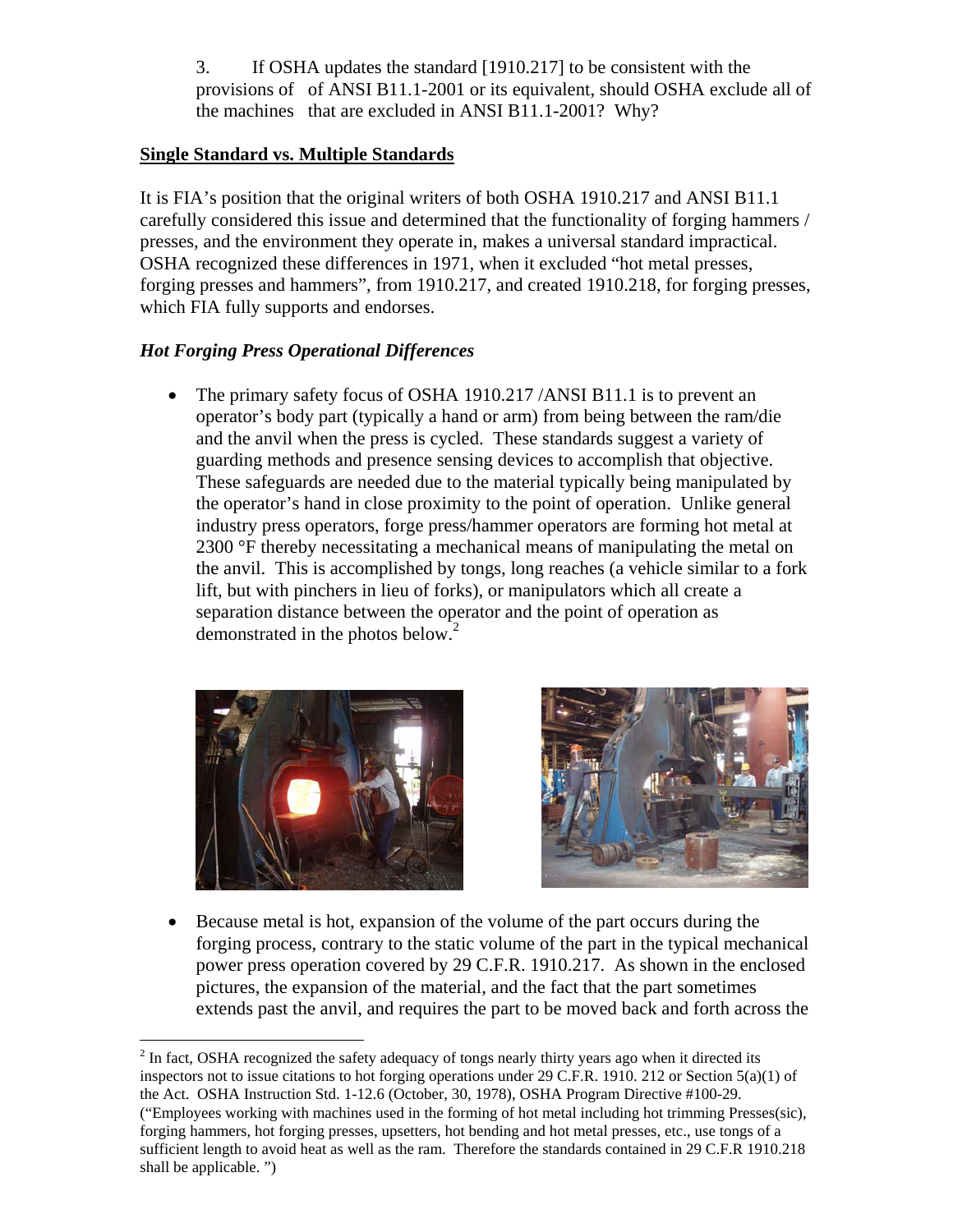3. If OSHA updates the standard [1910.217] to be consistent with the provisions of of ANSI B11.1-2001 or its equivalent, should OSHA exclude all of the machines that are excluded in ANSI B11.1-2001? Why?

**<u>Single Standard vs. Multiple Standards</u>**

It is FIA's position that the original writers of both OSHA 1910.217 and ANSI B11.1 carefully considered this issue and determined that the functionality of forging hammers / presses, and the environment they operate in, makes a universal standard impractical. OSHA recognized these differences in 1971, when it excluded "hot metal presses, forging presses and hammers", from 1910.217, and created 1910.218, for forging presses, which FIA fully supports and endorses.

***Hot Forging Press Operational Differences***

- The primary safety focus of OSHA 1910.217 /ANSI B11.1 is to prevent an operator's body part (typically a hand or arm) from being between the ram/die and the anvil when the press is cycled. These standards suggest a variety of guarding methods and presence sensing devices to accomplish that objective. These safeguards are needed due to the material typically being manipulated by the operator's hand in close proximity to the point of operation. Unlike general industry press operators, forge press/hammer operators are forming hot metal at 2300 °F thereby necessitating a mechanical means of manipulating the metal on the anvil. This is accomplished by tongs, long reaches (a vehicle similar to a fork lift, but with pinchers in lieu of forks), or manipulators which all create a separation distance between the operator and the point of operation as demonstrated in the photos below.[2]

- Because metal is hot, expansion of the volume of the part occurs during the forging process, contrary to the static volume of the part in the typical mechanical power press operation covered by 29 C.F.R. 1910.217. As shown in the enclosed pictures, the expansion of the material, and the fact that the part sometimes extends past the anvil, and requires the part to be moved back and forth across the

[2] In fact, OSHA recognized the safety adequacy of tongs nearly thirty years ago when it directed its inspectors not to issue citations to hot forging operations under 29 C.F.R. 1910. 212 or Section 5(a)(1) of the Act. OSHA Instruction Std. 1-12.6 (October, 30, 1978), OSHA Program Directive #100-29. ("Employees working with machines used in the forming of hot metal including hot trimming Presses(sic), forging hammers, hot forging presses, upsetters, hot bending and hot metal presses, etc., use tongs of a sufficient length to avoid heat as well as the ram. Therefore the standards contained in 29 C.F.R 1910.218 shall be applicable. ")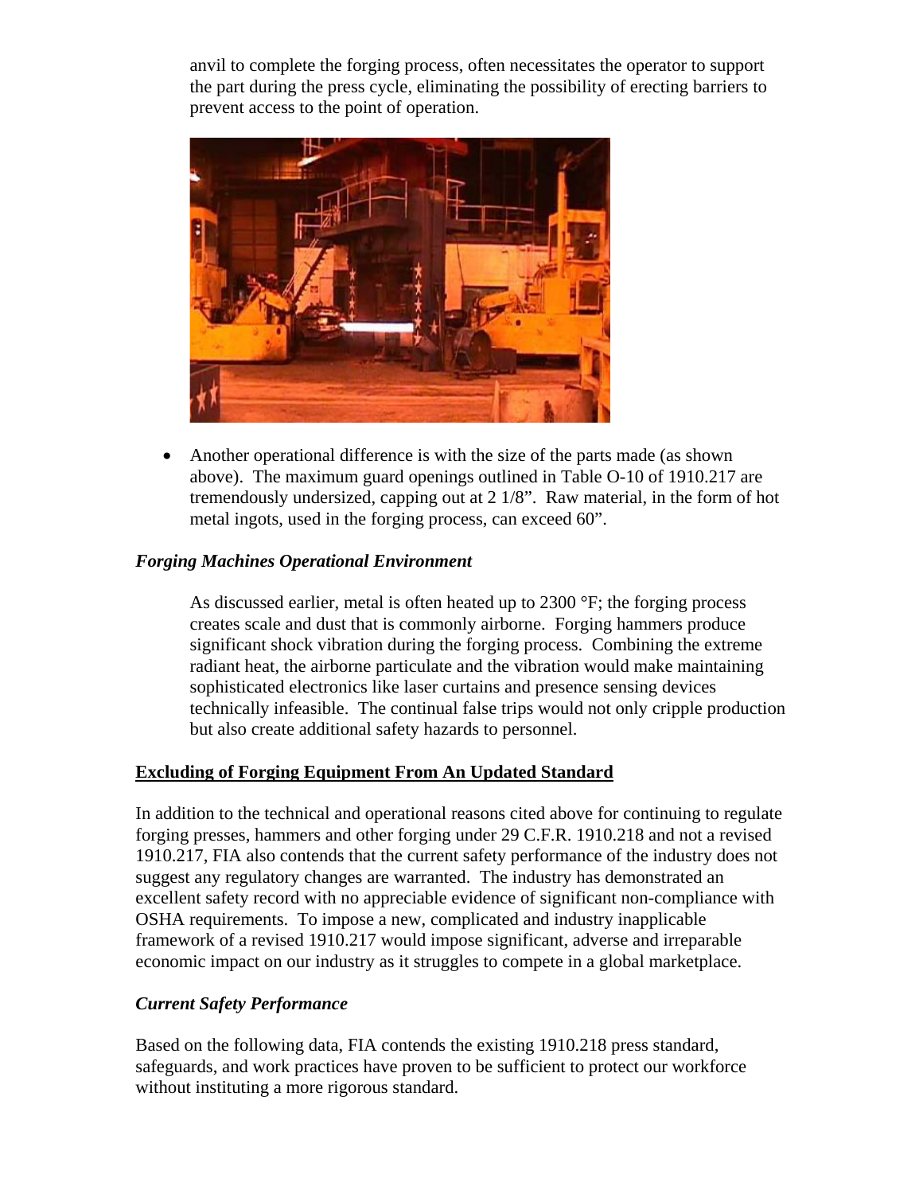anvil to complete the forging process, often necessitates the operator to support the part during the press cycle, eliminating the possibility of erecting barriers to prevent access to the point of operation.

- Another operational difference is with the size of the parts made (as shown above). The maximum guard openings outlined in Table O-10 of 1910.217 are tremendously undersized, capping out at 2 1/8". Raw material, in the form of hot metal ingots, used in the forging process, can exceed 60".

### *Forging Machines Operational Environment*

As discussed earlier, metal is often heated up to 2300 °F; the forging process creates scale and dust that is commonly airborne. Forging hammers produce significant shock vibration during the forging process. Combining the extreme radiant heat, the airborne particulate and the vibration would make maintaining sophisticated electronics like laser curtains and presence sensing devices technically infeasible. The continual false trips would not only cripple production but also create additional safety hazards to personnel.

## **Excluding of Forging Equipment From An Updated Standard**

In addition to the technical and operational reasons cited above for continuing to regulate forging presses, hammers and other forging under 29 C.F.R. 1910.218 and not a revised 1910.217, FIA also contends that the current safety performance of the industry does not suggest any regulatory changes are warranted. The industry has demonstrated an excellent safety record with no appreciable evidence of significant non-compliance with OSHA requirements. To impose a new, complicated and industry inapplicable framework of a revised 1910.217 would impose significant, adverse and irreparable economic impact on our industry as it struggles to compete in a global marketplace.

### *Current Safety Performance*

Based on the following data, FIA contends the existing 1910.218 press standard, safeguards, and work practices have proven to be sufficient to protect our workforce without instituting a more rigorous standard.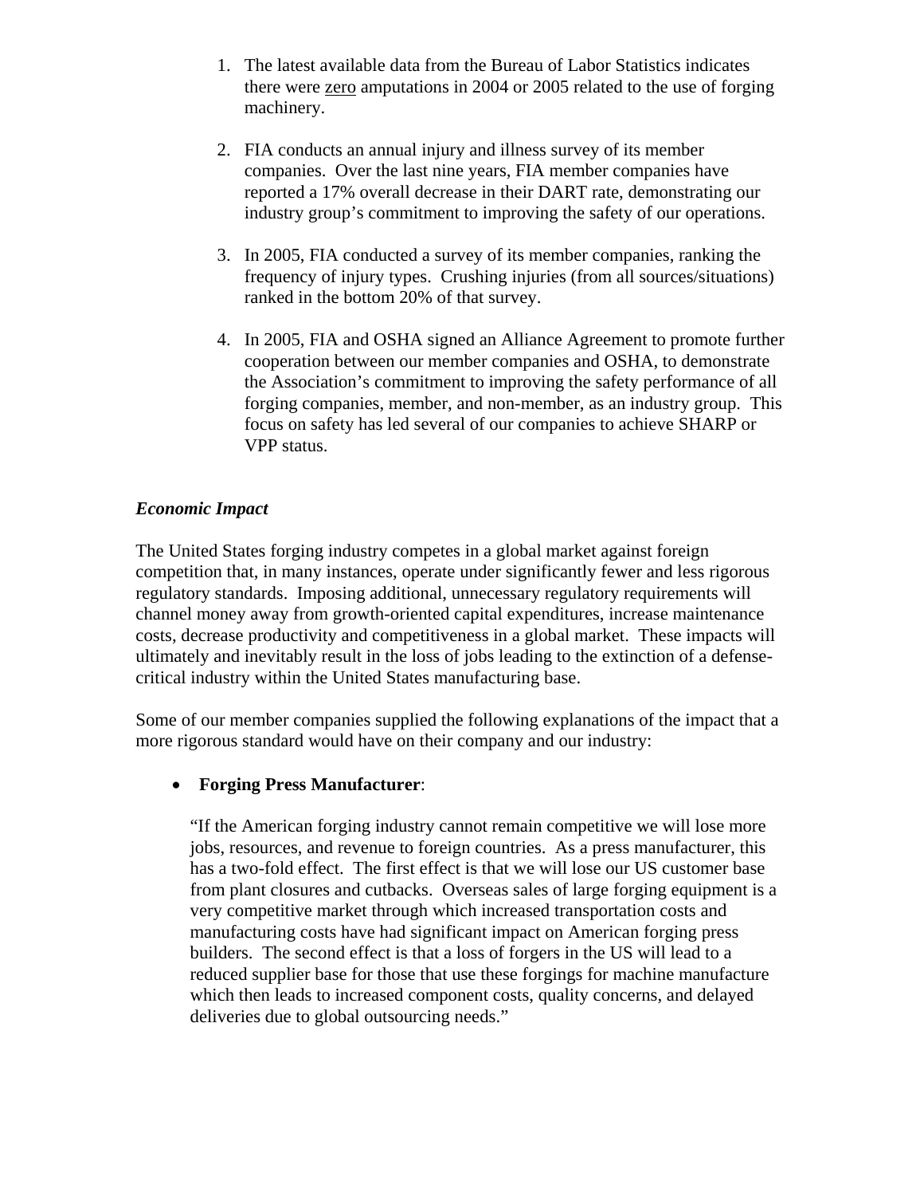1. The latest available data from the Bureau of Labor Statistics indicates there were <u>zero</u> amputations in 2004 or 2005 related to the use of forging machinery.

2. FIA conducts an annual injury and illness survey of its member companies. Over the last nine years, FIA member companies have reported a 17% overall decrease in their DART rate, demonstrating our industry group's commitment to improving the safety of our operations.

3. In 2005, FIA conducted a survey of its member companies, ranking the frequency of injury types. Crushing injuries (from all sources/situations) ranked in the bottom 20% of that survey.

4. In 2005, FIA and OSHA signed an Alliance Agreement to promote further cooperation between our member companies and OSHA, to demonstrate the Association's commitment to improving the safety performance of all forging companies, member, and non-member, as an industry group. This focus on safety has led several of our companies to achieve SHARP or VPP status.

***Economic Impact***

The United States forging industry competes in a global market against foreign competition that, in many instances, operate under significantly fewer and less rigorous regulatory standards. Imposing additional, unnecessary regulatory requirements will channel money away from growth-oriented capital expenditures, increase maintenance costs, decrease productivity and competitiveness in a global market. These impacts will ultimately and inevitably result in the loss of jobs leading to the extinction of a defense-critical industry within the United States manufacturing base.

Some of our member companies supplied the following explanations of the impact that a more rigorous standard would have on their company and our industry:

- **Forging Press Manufacturer**:

  "If the American forging industry cannot remain competitive we will lose more jobs, resources, and revenue to foreign countries. As a press manufacturer, this has a two-fold effect. The first effect is that we will lose our US customer base from plant closures and cutbacks. Overseas sales of large forging equipment is a very competitive market through which increased transportation costs and manufacturing costs have had significant impact on American forging press builders. The second effect is that a loss of forgers in the US will lead to a reduced supplier base for those that use these forgings for machine manufacture which then leads to increased component costs, quality concerns, and delayed deliveries due to global outsourcing needs."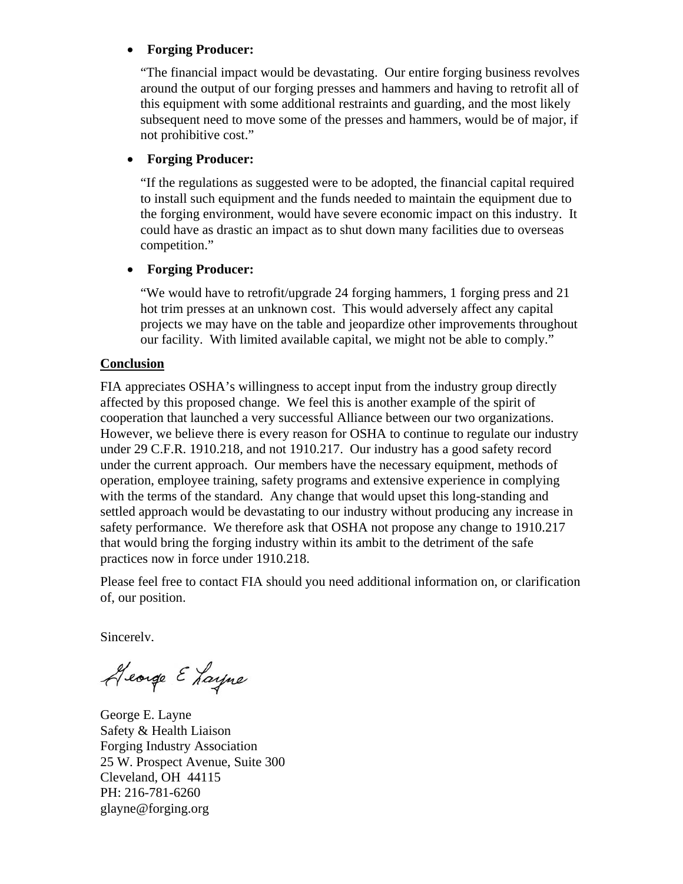- **Forging Producer:**

  "The financial impact would be devastating. Our entire forging business revolves around the output of our forging presses and hammers and having to retrofit all of this equipment with some additional restraints and guarding, and the most likely subsequent need to move some of the presses and hammers, would be of major, if not prohibitive cost."

- **Forging Producer:**

  "If the regulations as suggested were to be adopted, the financial capital required to install such equipment and the funds needed to maintain the equipment due to the forging environment, would have severe economic impact on this industry. It could have as drastic an impact as to shut down many facilities due to overseas competition."

- **Forging Producer:**

  "We would have to retrofit/upgrade 24 forging hammers, 1 forging press and 21 hot trim presses at an unknown cost. This would adversely affect any capital projects we may have on the table and jeopardize other improvements throughout our facility. With limited available capital, we might not be able to comply."

**Conclusion**

FIA appreciates OSHA's willingness to accept input from the industry group directly affected by this proposed change. We feel this is another example of the spirit of cooperation that launched a very successful Alliance between our two organizations. However, we believe there is every reason for OSHA to continue to regulate our industry under 29 C.F.R. 1910.218, and not 1910.217. Our industry has a good safety record under the current approach. Our members have the necessary equipment, methods of operation, employee training, safety programs and extensive experience in complying with the terms of the standard. Any change that would upset this long-standing and settled approach would be devastating to our industry without producing any increase in safety performance. We therefore ask that OSHA not propose any change to 1910.217 that would bring the forging industry within its ambit to the detriment of the safe practices now in force under 1910.218.

Please feel free to contact FIA should you need additional information on, or clarification of, our position.

Sincerely,

George E Layne

George E. Layne
Safety & Health Liaison
Forging Industry Association
25 W. Prospect Avenue, Suite 300
Cleveland, OH 44115
PH: 216-781-6260
glayne@forging.org